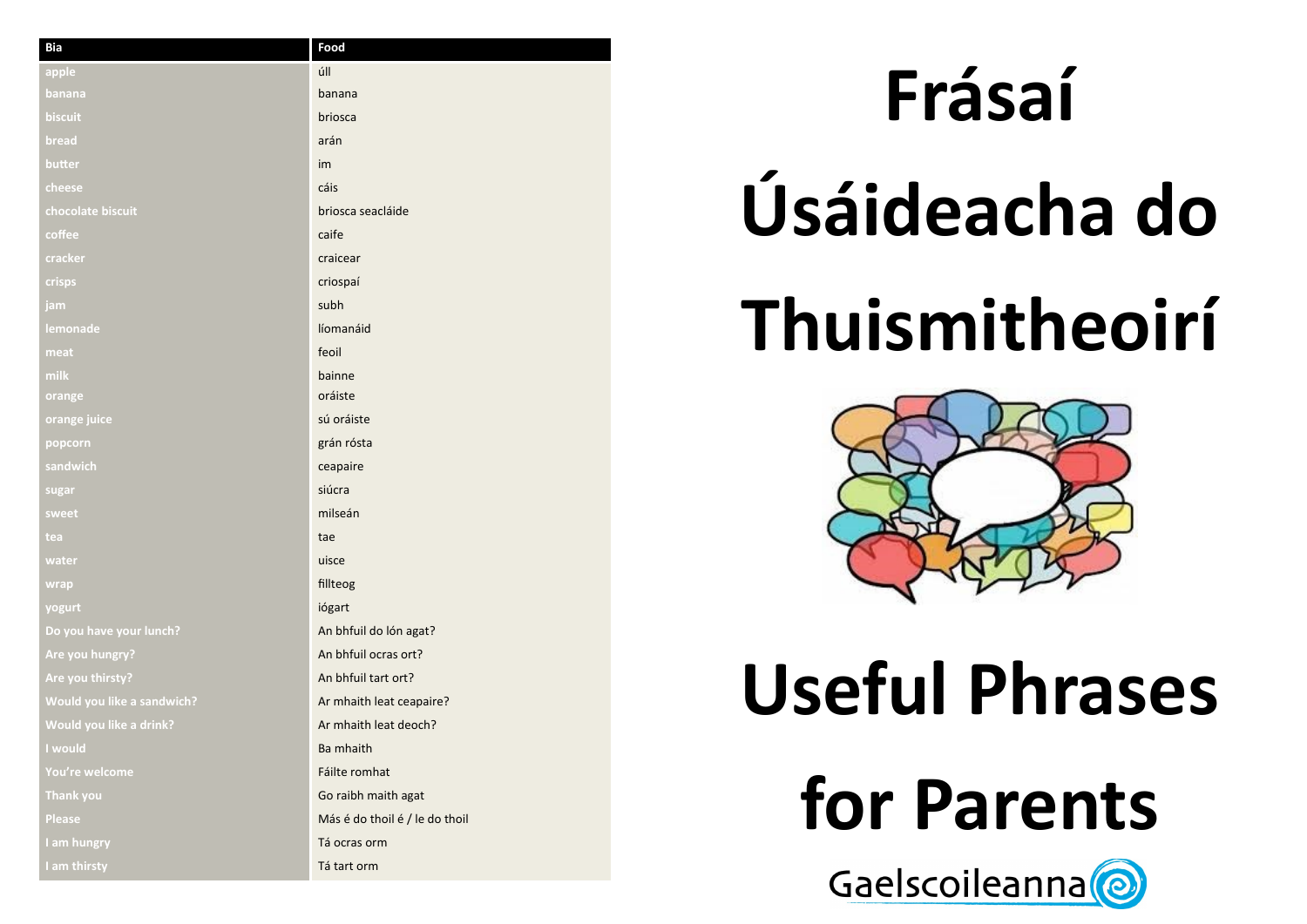| Bia | Food |
| --- | --- |
| apple | úll |
| banana | banana |
| biscuit | briosca |
| bread | arán |
| butter | im |
| cheese | cáis |
| chocolate biscuit | briosca seacláide |
| coffee | caife |
| cracker | craicear |
| crisps | criospaí |
| jam | subh |
| lemonade | líomanáid |
| meat | feoil |
| milk | bainne |
| orange | oráiste |
| orange juice | sú oráiste |
| popcorn | grán rósta |
| sandwich | ceapaire |
| sugar | siúcra |
| sweet | milseán |
| tea | tae |
| water | uisce |
| wrap | fillteog |
| yogurt | iógart |
| Do you have your lunch? | An bhfuil do lón agat? |
| Are you hungry? | An bhfuil ocras ort? |
| Are you thirsty? | An bhfuil tart ort? |
| Would you like a sandwich? | Ar mhaith leat ceapaire? |
| Would you like a drink? | Ar mhaith leat deoch? |
| I would | Ba mhaith |
| You're welcome | Fáilte romhat |
| Thank you | Go raibh maith agat |
| Please | Más é do thoil é / le do thoil |
| I am hungry | Tá ocras orm |
| I am thirsty | Tá tart orm |

# Frásaí Úsáideacha do Thuismitheoirí

# Useful Phrases for Parents

Gaelscoileanna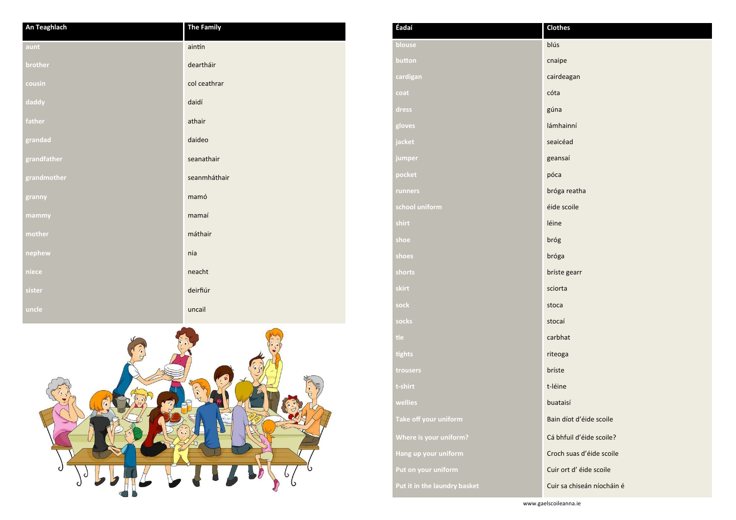| An Teaghlach | The Family |
| --- | --- |
| aunt | aintín |
| brother | deartháir |
| cousin | col ceathrar |
| daddy | daidí |
| father | athair |
| grandad | daideo |
| grandfather | seanathair |
| grandmother | seanmháthair |
| granny | mamó |
| mammy | mamaí |
| mother | máthair |
| nephew | nia |
| niece | neacht |
| sister | deirfiúr |
| uncle | uncail |

| Éadaí | Clothes |
| --- | --- |
| blouse | blús |
| button | cnaipe |
| cardigan | cairdeagan |
| coat | cóta |
| dress | gúna |
| gloves | lámhainní |
| jacket | seaicéad |
| jumper | geansaí |
| pocket | póca |
| runners | bróga reatha |
| school uniform | éide scoile |
| shirt | léine |
| shoe | bróg |
| shoes | bróga |
| shorts | bríste gearr |
| skirt | sciorta |
| sock | stoca |
| socks | stocaí |
| tie | carbhat |
| tights | riteoga |
| trousers | bríste |
| t-shirt | t-léine |
| wellies | buataisí |
| Take off your uniform | Bain díot d'éide scoile |
| Where is your uniform? | Cá bhfuil d'éide scoile? |
| Hang up your uniform | Croch suas d'éide scoile |
| Put on your uniform | Cuir ort d' éide scoile |
| Put it in the laundry basket | Cuir sa chiseán níocháin é |

www.gaelscoileanna.ie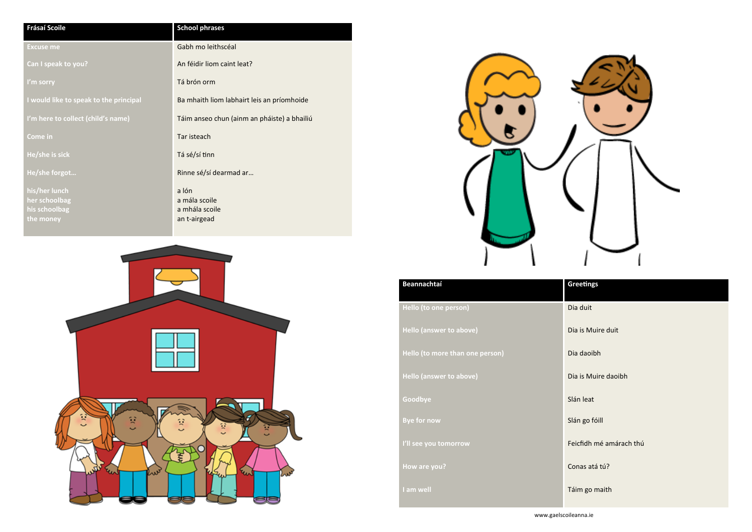| Frásaí Scoile | School phrases |
| --- | --- |
| Excuse me | Gabh mo leithscéal |
| Can I speak to you? | An féidir liom caint leat? |
| I'm sorry | Tá brón orm |
| I would like to speak to the principal | Ba mhaith liom labhairt leis an príomhoide |
| I'm here to collect (child's name) | Táim anseo chun (ainm an pháiste) a bhailiú |
| Come in | Tar isteach |
| He/she is sick | Tá sé/sí tinn |
| He/she forgot… | Rinne sé/sí dearmad ar… |
| his/her lunch<br>her schoolbag<br>his schoolbag<br>the money | a lón<br>a mála scoile<br>a mhála scoile<br>an t-airgead |

| Beannachtaí | Greetings |
| --- | --- |
| Hello (to one person) | Dia duit |
| Hello (answer to above) | Dia is Muire duit |
| Hello (to more than one person) | Dia daoibh |
| Hello (answer to above) | Dia is Muire daoibh |
| Goodbye | Slán leat |
| Bye for now | Slán go fóill |
| I'll see you tomorrow | Feicfidh mé amárach thú |
| How are you? | Conas atá tú? |
| I am well | Táim go maith |

www.gaelscoileanna.ie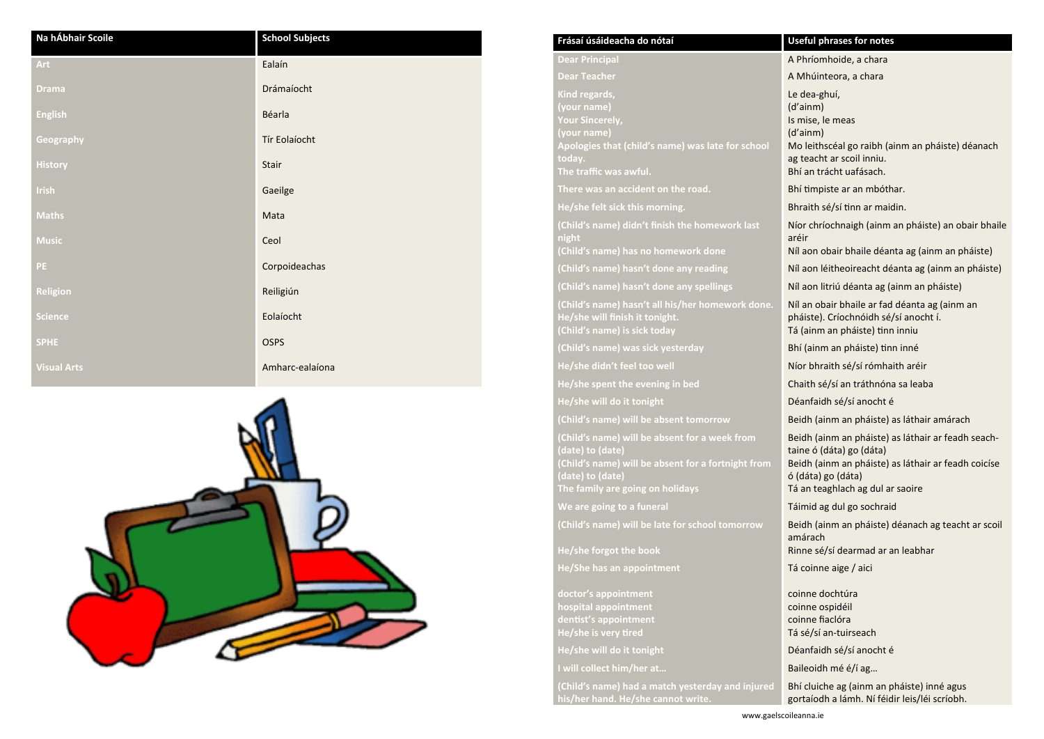| Na hÁbhair Scoile | School Subjects |
|---|---|
| Art | Ealaín |
| Drama | Drámaíocht |
| English | Béarla |
| Geography | Tír Eolaíocht |
| History | Stair |
| Irish | Gaeilge |
| Maths | Mata |
| Music | Ceol |
| PE | Corpoideachas |
| Religion | Reiligiún |
| Science | Eolaíocht |
| SPHE | OSPS |
| Visual Arts | Amharc-ealaíona |

| Frásaí úsáideacha do nótaí | Useful phrases for notes |
|---|---|
| Dear Principal | A Phríomhoide, a chara |
| Dear Teacher | A Mhúinteora, a chara |
| Kind regards,<br>(your name)<br>Your Sincerely,<br>(your name)<br>Apologies that (child's name) was late for school today.<br>The traffic was awful. | Le dea-ghuí,<br>(d'ainm)<br>Is mise, le meas<br>(d'ainm)<br>Mo leithscéal go raibh (ainm an pháiste) déanach ag teacht ar scoil inniu.<br>Bhí an trácht uafásach. |
| There was an accident on the road. | Bhí timpiste ar an mbóthar. |
| He/she felt sick this morning. | Bhraith sé/sí tinn ar maidin. |
| (Child's name) didn't finish the homework last night<br>(Child's name) has no homework done | Níor chríochnaigh (ainm an pháiste) an obair bhaile aréir<br>Níl aon obair bhaile déanta ag (ainm an pháiste) |
| (Child's name) hasn't done any reading | Níl aon léitheoireacht déanta ag (ainm an pháiste) |
| (Child's name) hasn't done any spellings | Níl aon litriú déanta ag (ainm an pháiste) |
| (Child's name) hasn't all his/her homework done. He/she will finish it tonight.<br>(Child's name) is sick today | Níl an obair bhaile ar fad déanta ag (ainm an pháiste). Críochnóidh sé/sí anocht í.<br>Tá (ainm an pháiste) tinn inniu |
| (Child's name) was sick yesterday | Bhí (ainm an pháiste) tinn inné |
| He/she didn't feel too well | Níor bhraith sé/sí rómhaith aréir |
| He/she spent the evening in bed | Chaith sé/sí an tráthnóna sa leaba |
| He/she will do it tonight | Déanfaidh sé/sí anocht é |
| (Child's name) will be absent tomorrow | Beidh (ainm an pháiste) as láthair amárach |
| (Child's name) will be absent for a week from (date) to (date)<br>(Child's name) will be absent for a fortnight from (date) to (date)<br>The family are going on holidays | Beidh (ainm an pháiste) as láthair ar feadh seachtaine ó (dáta) go (dáta)<br>Beidh (ainm an pháiste) as láthair ar feadh coicíse ó (dáta) go (dáta)<br>Tá an teaghlach ag dul ar saoire |
| We are going to a funeral | Táimid ag dul go sochraid |
| (Child's name) will be late for school tomorrow | Beidh (ainm an pháiste) déanach ag teacht ar scoil amárach |
| He/she forgot the book | Rinne sé/sí dearmad ar an leabhar |
| He/She has an appointment | Tá coinne aige / aici |
| doctor's appointment<br>hospital appointment<br>dentist's appointment<br>He/she is very tired | coinne dochtúra<br>coinne ospidéil<br>coinne fiaclóra<br>Tá sé/sí an-tuirseach |
| He/she will do it tonight | Déanfaidh sé/sí anocht é |
| I will collect him/her at... | Baileoidh mé é/í ag... |
| (Child's name) had a match yesterday and injured his/her hand. He/she cannot write. | Bhí cluiche ag (ainm an pháiste) inné agus gortaíodh a lámh. Ní féidir leis/léi scríobh. |

www.gaelscoileanna.ie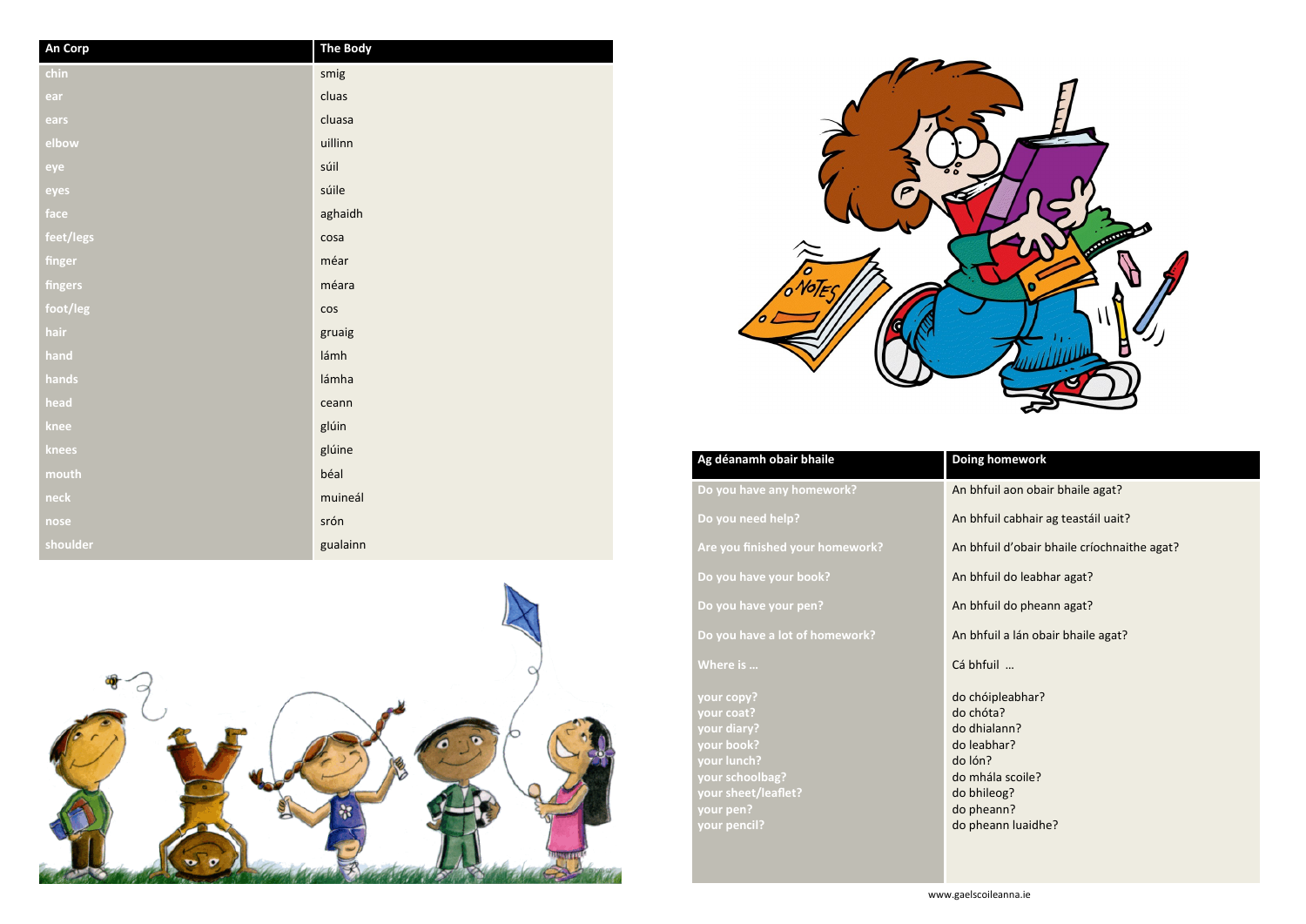| An Corp | The Body |
| --- | --- |
| chin | smig |
| ear | cluas |
| ears | cluasa |
| elbow | uillinn |
| eye | súil |
| eyes | súile |
| face | aghaidh |
| feet/legs | cosa |
| finger | méar |
| fingers | méara |
| foot/leg | cos |
| hair | gruaig |
| hand | lámh |
| hands | lámha |
| head | ceann |
| knee | glúin |
| knees | glúine |
| mouth | béal |
| neck | muineál |
| nose | srón |
| shoulder | gualainn |

| Ag déanamh obair bhaile | Doing homework |
| --- | --- |
| Do you have any homework? | An bhfuil aon obair bhaile agat? |
| Do you need help? | An bhfuil cabhair ag teastáil uait? |
| Are you finished your homework? | An bhfuil d'obair bhaile críochnaithe agat? |
| Do you have your book? | An bhfuil do leabhar agat? |
| Do you have your pen? | An bhfuil do pheann agat? |
| Do you have a lot of homework? | An bhfuil a lán obair bhaile agat? |
| Where is … | Cá bhfuil … |
| your copy? | do chóipleabhar? |
| your coat? | do chóta? |
| your diary? | do dhialann? |
| your book? | do leabhar? |
| your lunch? | do lón? |
| your schoolbag? | do mhála scoile? |
| your sheet/leaflet? | do bhileog? |
| your pen? | do pheann? |
| your pencil? | do pheann luaidhe? |

www.gaelscoileanna.ie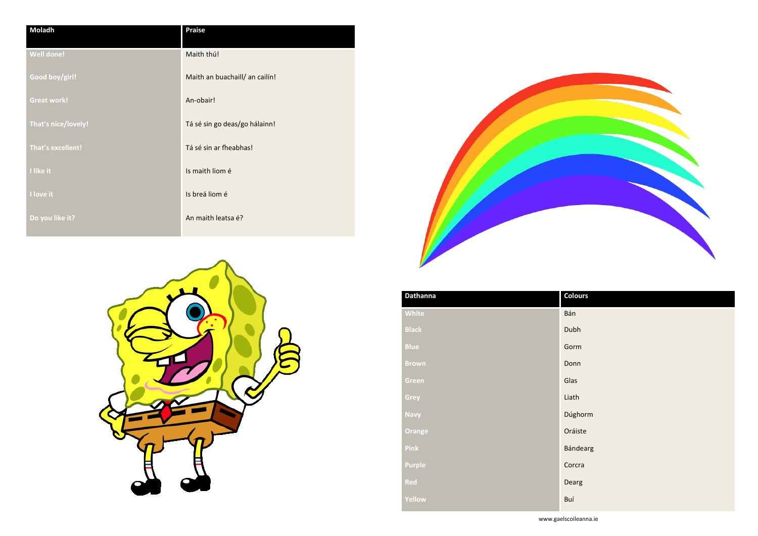| Moladh | Praise |
| --- | --- |
| Well done! | Maith thú! |
| Good boy/girl! | Maith an buachaill/ an cailín! |
| Great work! | An-obair! |
| That's nice/lovely! | Tá sé sin go deas/go hálainn! |
| That's excellent! | Tá sé sin ar fheabhas! |
| I like it | Is maith liom é |
| I love it | Is breá liom é |
| Do you like it? | An maith leatsa é? |

| Dathanna | Colours |
| --- | --- |
| White | Bán |
| Black | Dubh |
| Blue | Gorm |
| Brown | Donn |
| Green | Glas |
| Grey | Liath |
| Navy | Dúghorm |
| Orange | Oráiste |
| Pink | Bándearg |
| Purple | Corcra |
| Red | Dearg |
| Yellow | Buí |

www.gaelscoileanna.ie